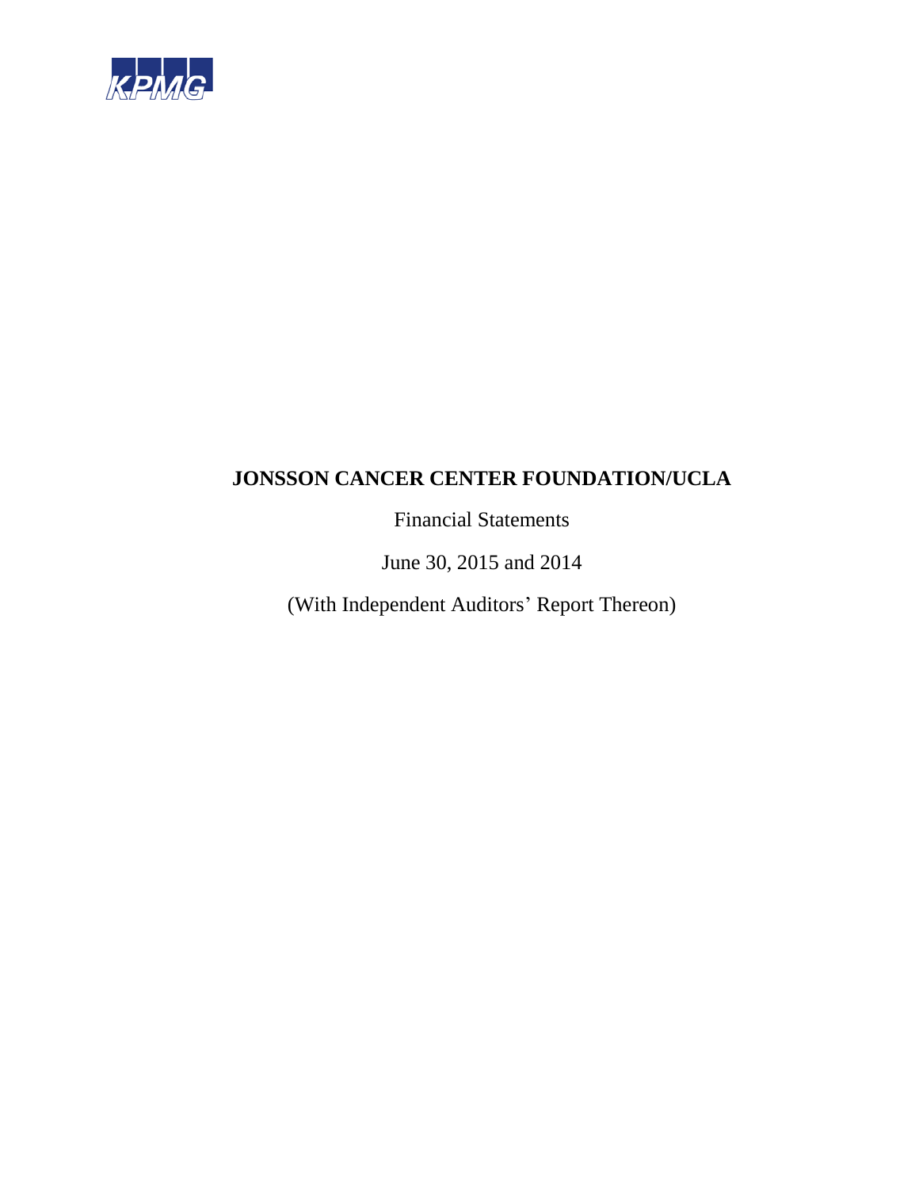KPMG

# JONSSON CANCER CENTER FOUNDATION/UCLA

Financial Statements

June 30, 2015 and 2014

(With Independent Auditors' Report Thereon)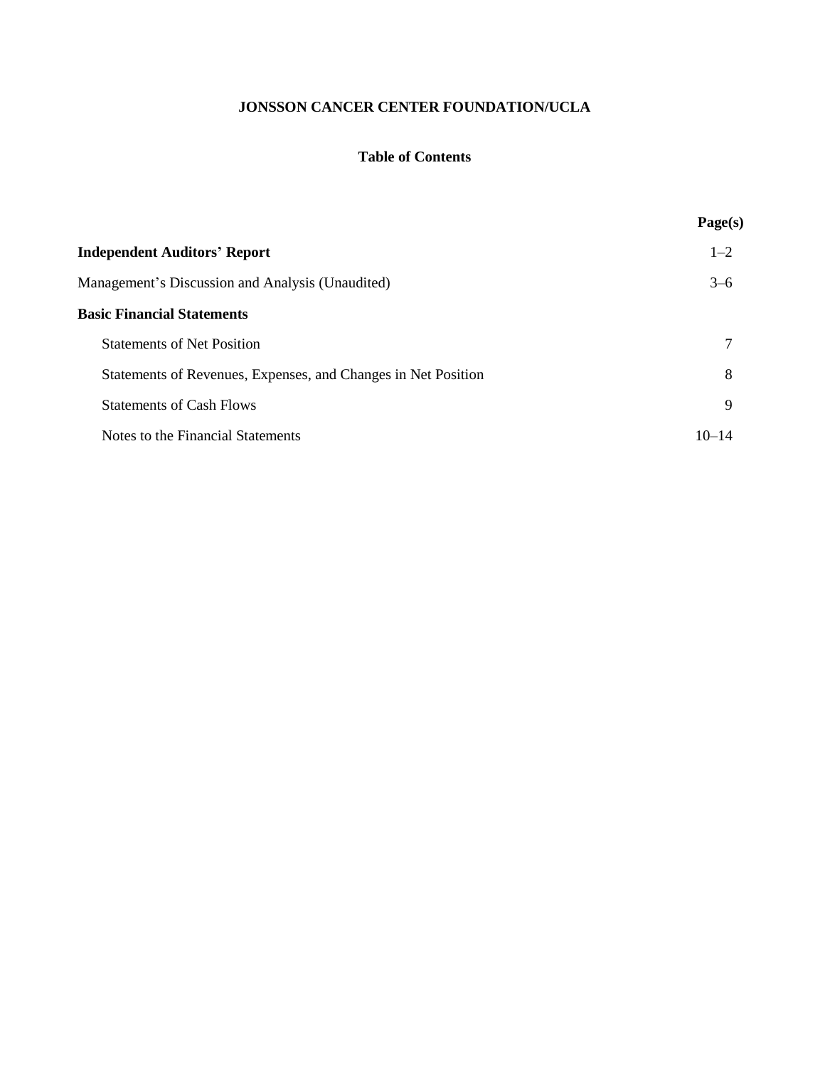# JONSSON CANCER CENTER FOUNDATION/UCLA

## Table of Contents

| | Page(s) |
|---|---|
| **Independent Auditors' Report** | 1–2 |
| Management's Discussion and Analysis (Unaudited) | 3–6 |
| **Basic Financial Statements** | |
| Statements of Net Position | 7 |
| Statements of Revenues, Expenses, and Changes in Net Position | 8 |
| Statements of Cash Flows | 9 |
| Notes to the Financial Statements | 10–14 |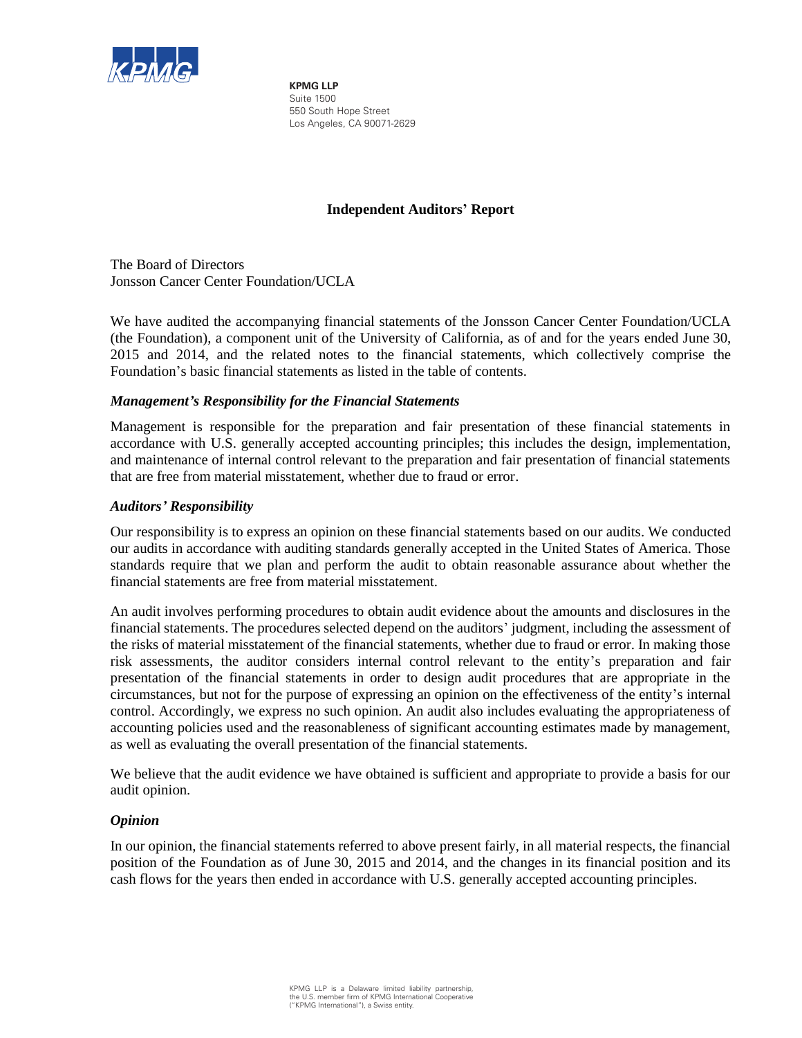**KPMG LLP**
Suite 1500
550 South Hope Street
Los Angeles, CA 90071-2629

## Independent Auditors' Report

The Board of Directors
Jonsson Cancer Center Foundation/UCLA

We have audited the accompanying financial statements of the Jonsson Cancer Center Foundation/UCLA (the Foundation), a component unit of the University of California, as of and for the years ended June 30, 2015 and 2014, and the related notes to the financial statements, which collectively comprise the Foundation's basic financial statements as listed in the table of contents.

### *Management's Responsibility for the Financial Statements*

Management is responsible for the preparation and fair presentation of these financial statements in accordance with U.S. generally accepted accounting principles; this includes the design, implementation, and maintenance of internal control relevant to the preparation and fair presentation of financial statements that are free from material misstatement, whether due to fraud or error.

### *Auditors' Responsibility*

Our responsibility is to express an opinion on these financial statements based on our audits. We conducted our audits in accordance with auditing standards generally accepted in the United States of America. Those standards require that we plan and perform the audit to obtain reasonable assurance about whether the financial statements are free from material misstatement.

An audit involves performing procedures to obtain audit evidence about the amounts and disclosures in the financial statements. The procedures selected depend on the auditors' judgment, including the assessment of the risks of material misstatement of the financial statements, whether due to fraud or error. In making those risk assessments, the auditor considers internal control relevant to the entity's preparation and fair presentation of the financial statements in order to design audit procedures that are appropriate in the circumstances, but not for the purpose of expressing an opinion on the effectiveness of the entity's internal control. Accordingly, we express no such opinion. An audit also includes evaluating the appropriateness of accounting policies used and the reasonableness of significant accounting estimates made by management, as well as evaluating the overall presentation of the financial statements.

We believe that the audit evidence we have obtained is sufficient and appropriate to provide a basis for our audit opinion.

### *Opinion*

In our opinion, the financial statements referred to above present fairly, in all material respects, the financial position of the Foundation as of June 30, 2015 and 2014, and the changes in its financial position and its cash flows for the years then ended in accordance with U.S. generally accepted accounting principles.

KPMG LLP is a Delaware limited liability partnership, the U.S. member firm of KPMG International Cooperative ("KPMG International"), a Swiss entity.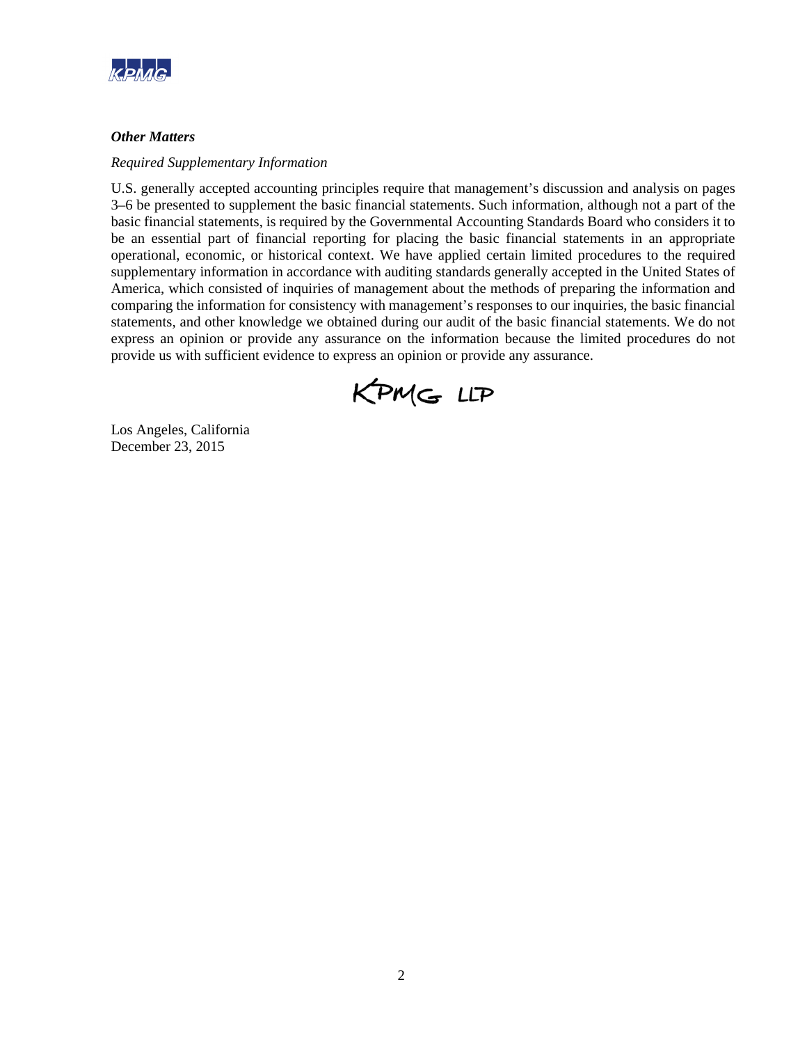***Other Matters***

*Required Supplementary Information*

U.S. generally accepted accounting principles require that management's discussion and analysis on pages 3–6 be presented to supplement the basic financial statements. Such information, although not a part of the basic financial statements, is required by the Governmental Accounting Standards Board who considers it to be an essential part of financial reporting for placing the basic financial statements in an appropriate operational, economic, or historical context. We have applied certain limited procedures to the required supplementary information in accordance with auditing standards generally accepted in the United States of America, which consisted of inquiries of management about the methods of preparing the information and comparing the information for consistency with management's responses to our inquiries, the basic financial statements, and other knowledge we obtained during our audit of the basic financial statements. We do not express an opinion or provide any assurance on the information because the limited procedures do not provide us with sufficient evidence to express an opinion or provide any assurance.

KPMG LLP

Los Angeles, California
December 23, 2015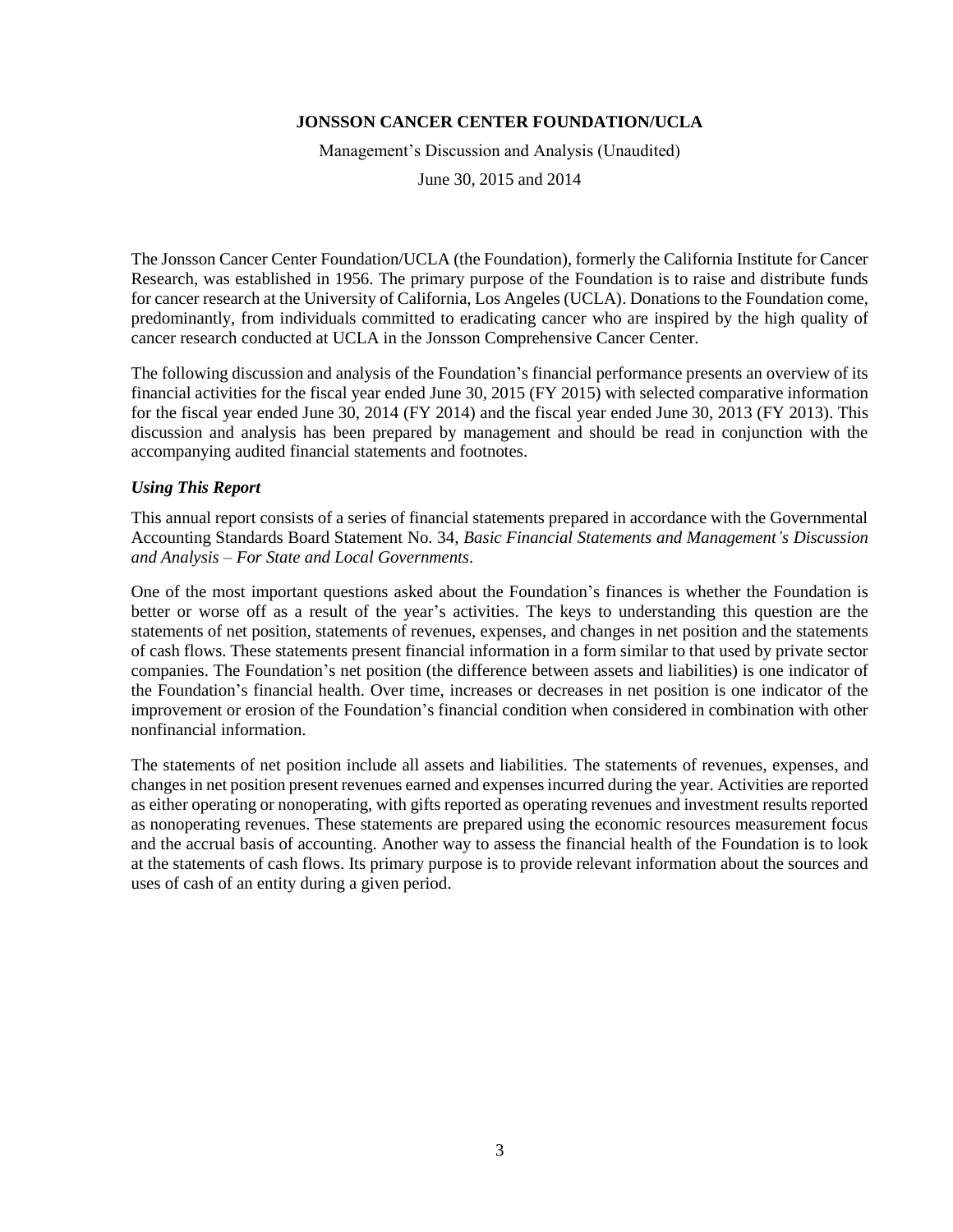**JONSSON CANCER CENTER FOUNDATION/UCLA**

Management's Discussion and Analysis (Unaudited)

June 30, 2015 and 2014

The Jonsson Cancer Center Foundation/UCLA (the Foundation), formerly the California Institute for Cancer Research, was established in 1956. The primary purpose of the Foundation is to raise and distribute funds for cancer research at the University of California, Los Angeles (UCLA). Donations to the Foundation come, predominantly, from individuals committed to eradicating cancer who are inspired by the high quality of cancer research conducted at UCLA in the Jonsson Comprehensive Cancer Center.

The following discussion and analysis of the Foundation's financial performance presents an overview of its financial activities for the fiscal year ended June 30, 2015 (FY 2015) with selected comparative information for the fiscal year ended June 30, 2014 (FY 2014) and the fiscal year ended June 30, 2013 (FY 2013). This discussion and analysis has been prepared by management and should be read in conjunction with the accompanying audited financial statements and footnotes.

### *Using This Report*

This annual report consists of a series of financial statements prepared in accordance with the Governmental Accounting Standards Board Statement No. 34, *Basic Financial Statements and Management's Discussion and Analysis – For State and Local Governments*.

One of the most important questions asked about the Foundation's finances is whether the Foundation is better or worse off as a result of the year's activities. The keys to understanding this question are the statements of net position, statements of revenues, expenses, and changes in net position and the statements of cash flows. These statements present financial information in a form similar to that used by private sector companies. The Foundation's net position (the difference between assets and liabilities) is one indicator of the Foundation's financial health. Over time, increases or decreases in net position is one indicator of the improvement or erosion of the Foundation's financial condition when considered in combination with other nonfinancial information.

The statements of net position include all assets and liabilities. The statements of revenues, expenses, and changes in net position present revenues earned and expenses incurred during the year. Activities are reported as either operating or nonoperating, with gifts reported as operating revenues and investment results reported as nonoperating revenues. These statements are prepared using the economic resources measurement focus and the accrual basis of accounting. Another way to assess the financial health of the Foundation is to look at the statements of cash flows. Its primary purpose is to provide relevant information about the sources and uses of cash of an entity during a given period.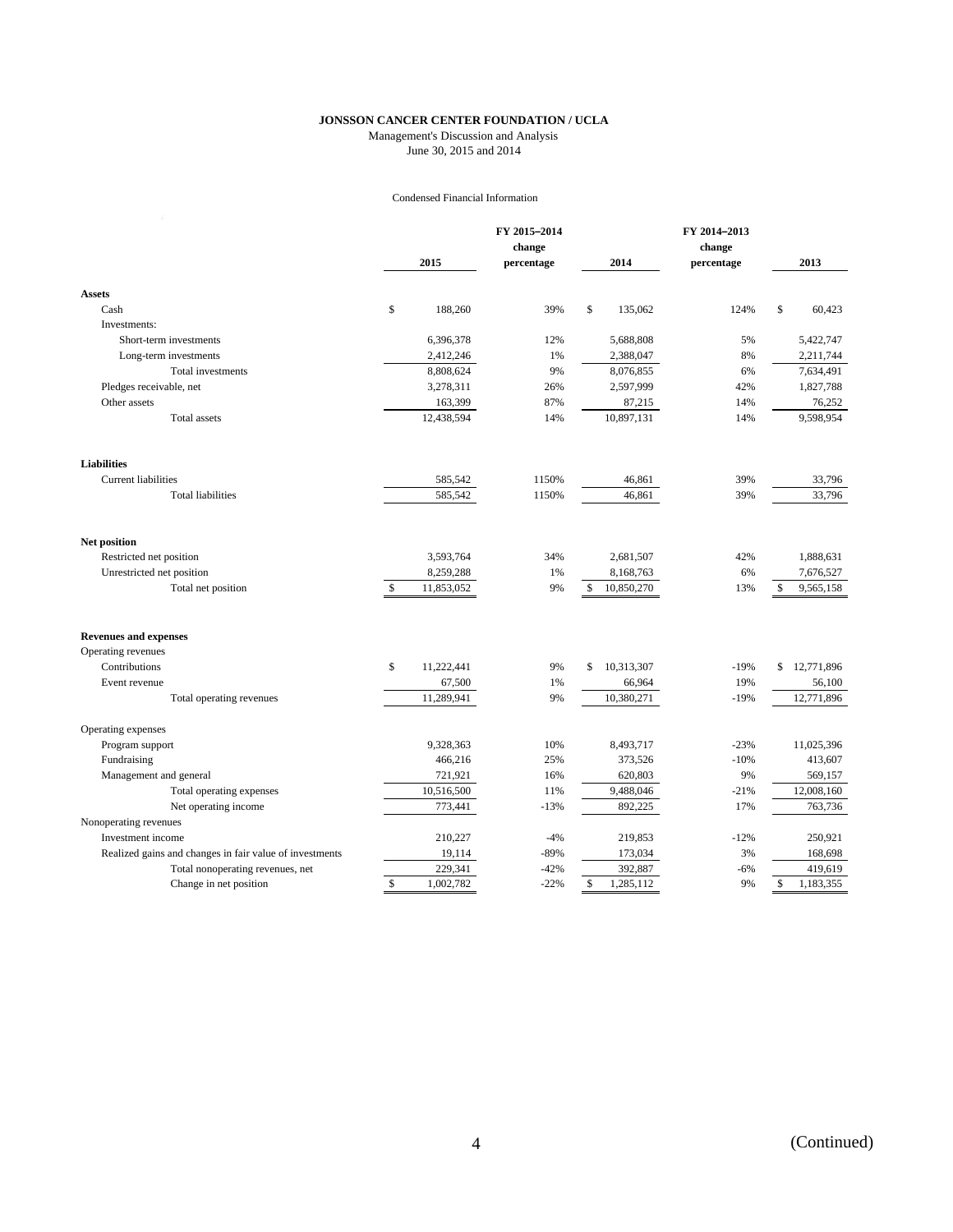**JONSSON CANCER CENTER FOUNDATION / UCLA**

Management's Discussion and Analysis

June 30, 2015 and 2014

Condensed Financial Information

| | 2015 | FY 2015–2014 change percentage | 2014 | FY 2014–2013 change percentage | 2013 |
|---|---|---|---|---|---|
| **Assets** | | | | | |
| Cash | $ 188,260 | 39% | $ 135,062 | 124% | $ 60,423 |
| Investments: | | | | | |
| Short-term investments | 6,396,378 | 12% | 5,688,808 | 5% | 5,422,747 |
| Long-term investments | 2,412,246 | 1% | 2,388,047 | 8% | 2,211,744 |
| Total investments | 8,808,624 | 9% | 8,076,855 | 6% | 7,634,491 |
| Pledges receivable, net | 3,278,311 | 26% | 2,597,999 | 42% | 1,827,788 |
| Other assets | 163,399 | 87% | 87,215 | 14% | 76,252 |
| Total assets | 12,438,594 | 14% | 10,897,131 | 14% | 9,598,954 |
| **Liabilities** | | | | | |
| Current liabilities | 585,542 | 1150% | 46,861 | 39% | 33,796 |
| Total liabilities | 585,542 | 1150% | 46,861 | 39% | 33,796 |
| **Net position** | | | | | |
| Restricted net position | 3,593,764 | 34% | 2,681,507 | 42% | 1,888,631 |
| Unrestricted net position | 8,259,288 | 1% | 8,168,763 | 6% | 7,676,527 |
| Total net position | $ 11,853,052 | 9% | $ 10,850,270 | 13% | $ 9,565,158 |
| **Revenues and expenses** | | | | | |
| Operating revenues | | | | | |
| Contributions | $ 11,222,441 | 9% | $ 10,313,307 | -19% | $ 12,771,896 |
| Event revenue | 67,500 | 1% | 66,964 | 19% | 56,100 |
| Total operating revenues | 11,289,941 | 9% | 10,380,271 | -19% | 12,771,896 |
| Operating expenses | | | | | |
| Program support | 9,328,363 | 10% | 8,493,717 | -23% | 11,025,396 |
| Fundraising | 466,216 | 25% | 373,526 | -10% | 413,607 |
| Management and general | 721,921 | 16% | 620,803 | 9% | 569,157 |
| Total operating expenses | 10,516,500 | 11% | 9,488,046 | -21% | 12,008,160 |
| Net operating income | 773,441 | -13% | 892,225 | 17% | 763,736 |
| Nonoperating revenues | | | | | |
| Investment income | 210,227 | -4% | 219,853 | -12% | 250,921 |
| Realized gains and changes in fair value of investments | 19,114 | -89% | 173,034 | 3% | 168,698 |
| Total nonoperating revenues, net | 229,341 | -42% | 392,887 | -6% | 419,619 |
| Change in net position | $ 1,002,782 | -22% | $ 1,285,112 | 9% | $ 1,183,355 |

(Continued)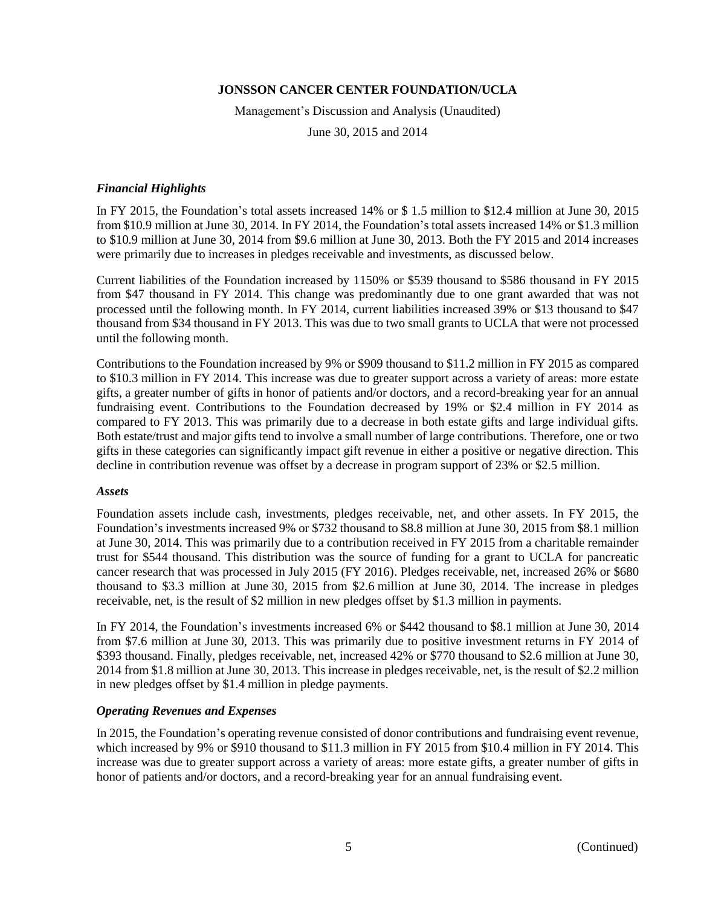*Financial Highlights*

In FY 2015, the Foundation's total assets increased 14% or $ 1.5 million to $12.4 million at June 30, 2015 from $10.9 million at June 30, 2014. In FY 2014, the Foundation's total assets increased 14% or $1.3 million to $10.9 million at June 30, 2014 from $9.6 million at June 30, 2013. Both the FY 2015 and 2014 increases were primarily due to increases in pledges receivable and investments, as discussed below.

Current liabilities of the Foundation increased by 1150% or $539 thousand to $586 thousand in FY 2015 from $47 thousand in FY 2014. This change was predominantly due to one grant awarded that was not processed until the following month. In FY 2014, current liabilities increased 39% or $13 thousand to $47 thousand from $34 thousand in FY 2013. This was due to two small grants to UCLA that were not processed until the following month.

Contributions to the Foundation increased by 9% or $909 thousand to $11.2 million in FY 2015 as compared to $10.3 million in FY 2014. This increase was due to greater support across a variety of areas: more estate gifts, a greater number of gifts in honor of patients and/or doctors, and a record-breaking year for an annual fundraising event. Contributions to the Foundation decreased by 19% or $2.4 million in FY 2014 as compared to FY 2013. This was primarily due to a decrease in both estate gifts and large individual gifts. Both estate/trust and major gifts tend to involve a small number of large contributions. Therefore, one or two gifts in these categories can significantly impact gift revenue in either a positive or negative direction. This decline in contribution revenue was offset by a decrease in program support of 23% or $2.5 million.

*Assets*

Foundation assets include cash, investments, pledges receivable, net, and other assets. In FY 2015, the Foundation's investments increased 9% or $732 thousand to $8.8 million at June 30, 2015 from $8.1 million at June 30, 2014. This was primarily due to a contribution received in FY 2015 from a charitable remainder trust for $544 thousand. This distribution was the source of funding for a grant to UCLA for pancreatic cancer research that was processed in July 2015 (FY 2016). Pledges receivable, net, increased 26% or $680 thousand to $3.3 million at June 30, 2015 from $2.6 million at June 30, 2014. The increase in pledges receivable, net, is the result of $2 million in new pledges offset by $1.3 million in payments.

In FY 2014, the Foundation's investments increased 6% or $442 thousand to $8.1 million at June 30, 2014 from $7.6 million at June 30, 2013. This was primarily due to positive investment returns in FY 2014 of $393 thousand. Finally, pledges receivable, net, increased 42% or $770 thousand to $2.6 million at June 30, 2014 from $1.8 million at June 30, 2013. This increase in pledges receivable, net, is the result of $2.2 million in new pledges offset by $1.4 million in pledge payments.

*Operating Revenues and Expenses*

In 2015, the Foundation's operating revenue consisted of donor contributions and fundraising event revenue, which increased by 9% or $910 thousand to $11.3 million in FY 2015 from $10.4 million in FY 2014. This increase was due to greater support across a variety of areas: more estate gifts, a greater number of gifts in honor of patients and/or doctors, and a record-breaking year for an annual fundraising event.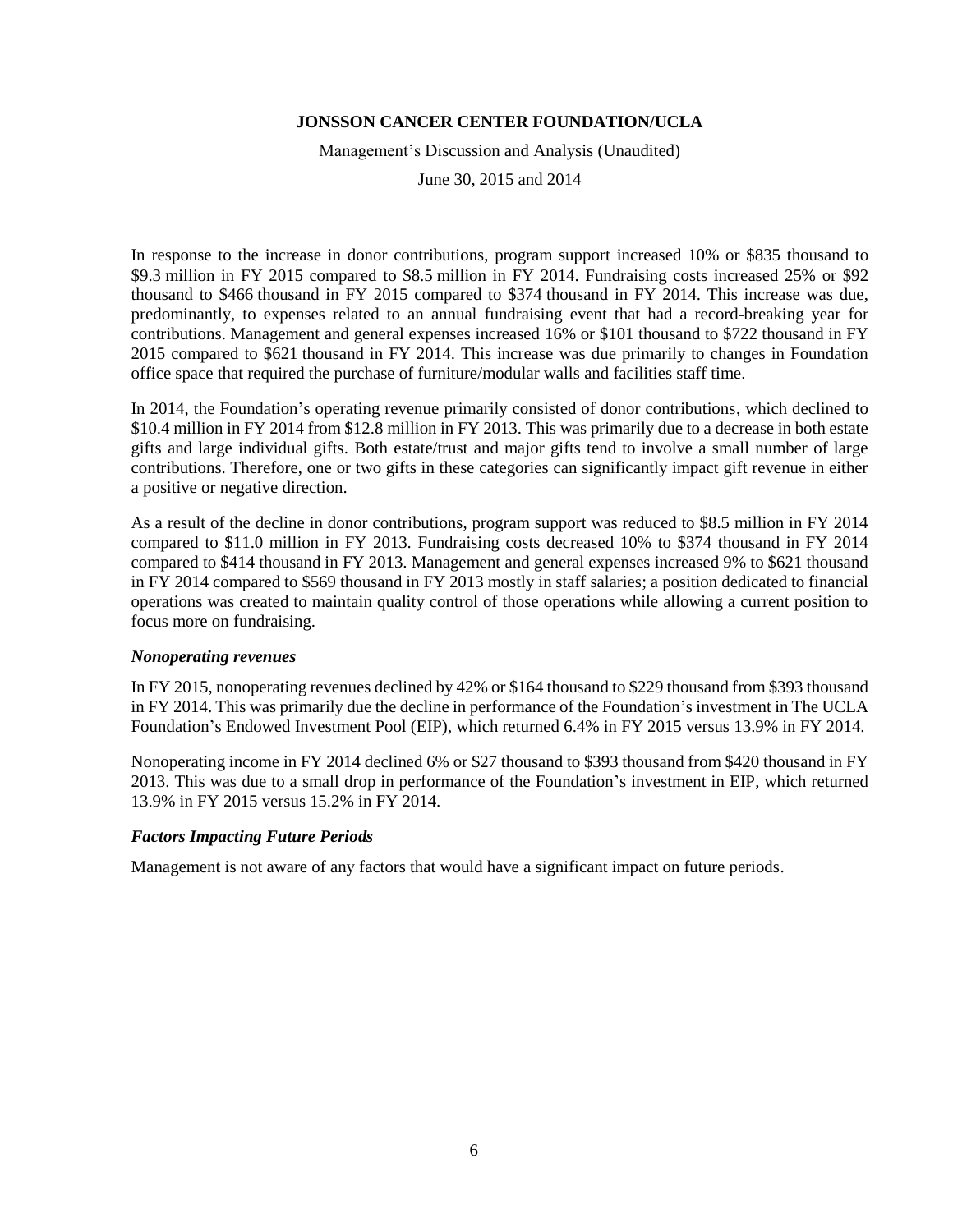In response to the increase in donor contributions, program support increased 10% or $835 thousand to $9.3 million in FY 2015 compared to $8.5 million in FY 2014. Fundraising costs increased 25% or $92 thousand to $466 thousand in FY 2015 compared to $374 thousand in FY 2014. This increase was due, predominantly, to expenses related to an annual fundraising event that had a record-breaking year for contributions. Management and general expenses increased 16% or $101 thousand to $722 thousand in FY 2015 compared to $621 thousand in FY 2014. This increase was due primarily to changes in Foundation office space that required the purchase of furniture/modular walls and facilities staff time.

In 2014, the Foundation's operating revenue primarily consisted of donor contributions, which declined to $10.4 million in FY 2014 from $12.8 million in FY 2013. This was primarily due to a decrease in both estate gifts and large individual gifts. Both estate/trust and major gifts tend to involve a small number of large contributions. Therefore, one or two gifts in these categories can significantly impact gift revenue in either a positive or negative direction.

As a result of the decline in donor contributions, program support was reduced to $8.5 million in FY 2014 compared to $11.0 million in FY 2013. Fundraising costs decreased 10% to $374 thousand in FY 2014 compared to $414 thousand in FY 2013. Management and general expenses increased 9% to $621 thousand in FY 2014 compared to $569 thousand in FY 2013 mostly in staff salaries; a position dedicated to financial operations was created to maintain quality control of those operations while allowing a current position to focus more on fundraising.

### *Nonoperating revenues*

In FY 2015, nonoperating revenues declined by 42% or $164 thousand to $229 thousand from $393 thousand in FY 2014. This was primarily due the decline in performance of the Foundation's investment in The UCLA Foundation's Endowed Investment Pool (EIP), which returned 6.4% in FY 2015 versus 13.9% in FY 2014.

Nonoperating income in FY 2014 declined 6% or $27 thousand to $393 thousand from $420 thousand in FY 2013. This was due to a small drop in performance of the Foundation's investment in EIP, which returned 13.9% in FY 2015 versus 15.2% in FY 2014.

### *Factors Impacting Future Periods*

Management is not aware of any factors that would have a significant impact on future periods.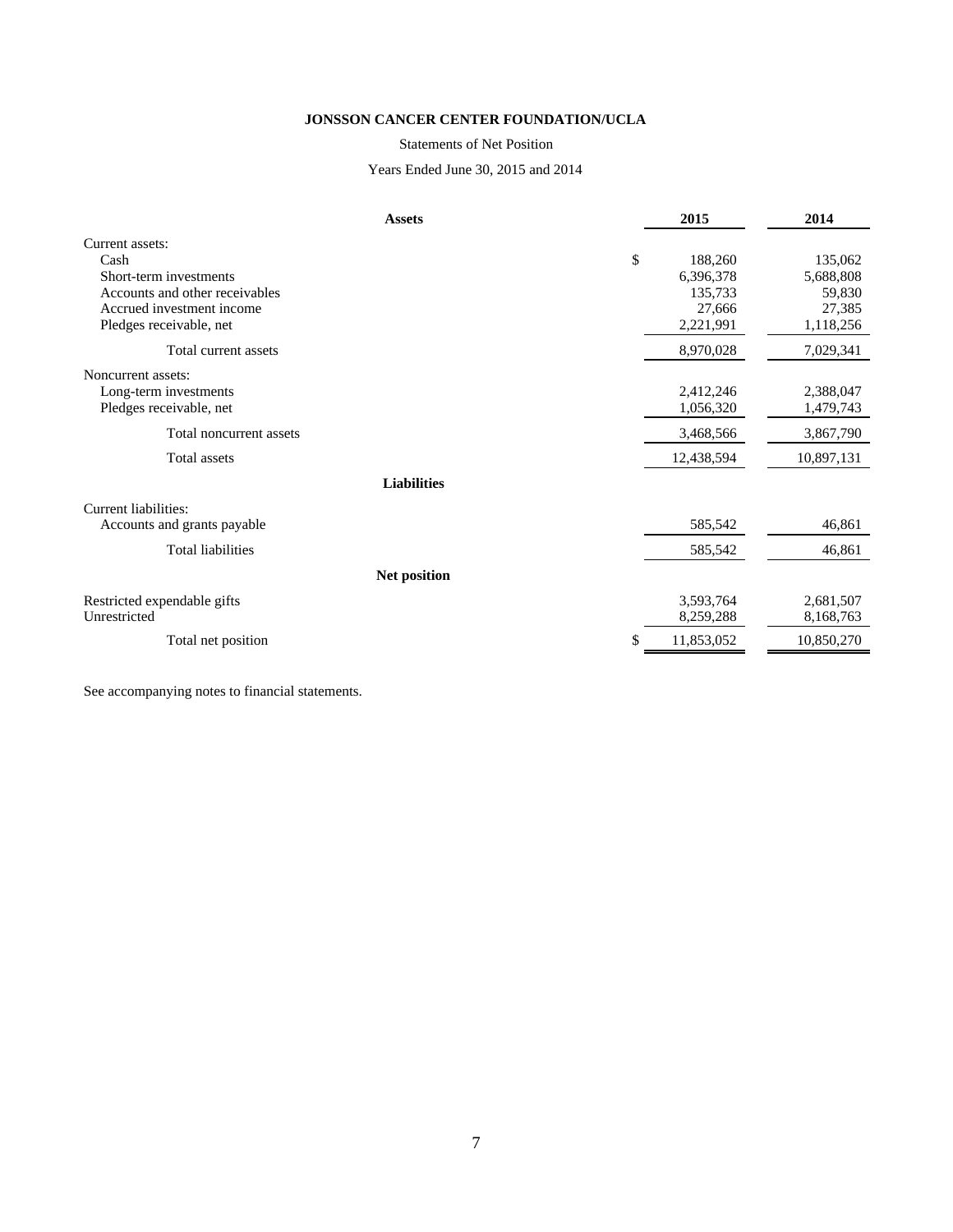**JONSSON CANCER CENTER FOUNDATION/UCLA**

Statements of Net Position

Years Ended June 30, 2015 and 2014

| Assets | 2015 | 2014 |
|---|---|---|
| Current assets: | | |
| Cash | $ 188,260 | 135,062 |
| Short-term investments | 6,396,378 | 5,688,808 |
| Accounts and other receivables | 135,733 | 59,830 |
| Accrued investment income | 27,666 | 27,385 |
| Pledges receivable, net | 2,221,991 | 1,118,256 |
| Total current assets | 8,970,028 | 7,029,341 |
| Noncurrent assets: | | |
| Long-term investments | 2,412,246 | 2,388,047 |
| Pledges receivable, net | 1,056,320 | 1,479,743 |
| Total noncurrent assets | 3,468,566 | 3,867,790 |
| Total assets | 12,438,594 | 10,897,131 |
| **Liabilities** | | |
| Current liabilities: | | |
| Accounts and grants payable | 585,542 | 46,861 |
| Total liabilities | 585,542 | 46,861 |
| **Net position** | | |
| Restricted expendable gifts | 3,593,764 | 2,681,507 |
| Unrestricted | 8,259,288 | 8,168,763 |
| Total net position | $ 11,853,052 | 10,850,270 |

See accompanying notes to financial statements.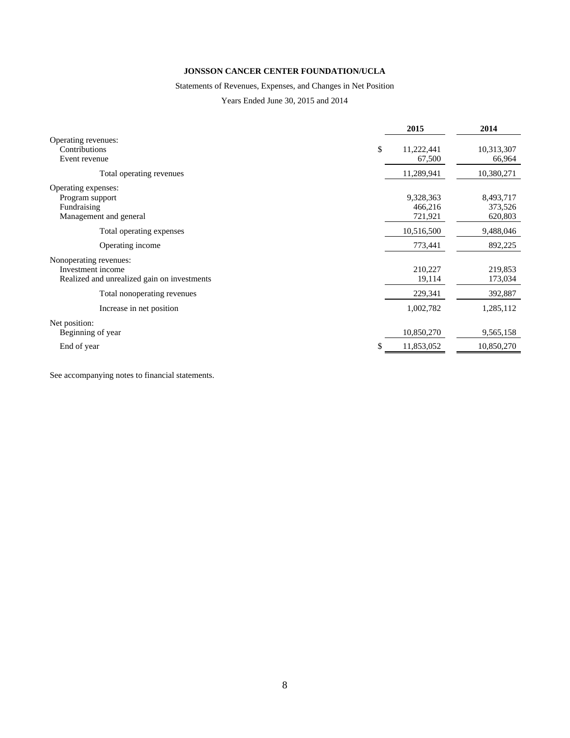**JONSSON CANCER CENTER FOUNDATION/UCLA**

Statements of Revenues, Expenses, and Changes in Net Position

Years Ended June 30, 2015 and 2014

| | 2015 | 2014 |
|---|---|---|
| Operating revenues: | | |
| Contributions | $ 11,222,441 | 10,313,307 |
| Event revenue | 67,500 | 66,964 |
| Total operating revenues | 11,289,941 | 10,380,271 |
| Operating expenses: | | |
| Program support | 9,328,363 | 8,493,717 |
| Fundraising | 466,216 | 373,526 |
| Management and general | 721,921 | 620,803 |
| Total operating expenses | 10,516,500 | 9,488,046 |
| Operating income | 773,441 | 892,225 |
| Nonoperating revenues: | | |
| Investment income | 210,227 | 219,853 |
| Realized and unrealized gain on investments | 19,114 | 173,034 |
| Total nonoperating revenues | 229,341 | 392,887 |
| Increase in net position | 1,002,782 | 1,285,112 |
| Net position: | | |
| Beginning of year | 10,850,270 | 9,565,158 |
| End of year | $ 11,853,052 | 10,850,270 |

See accompanying notes to financial statements.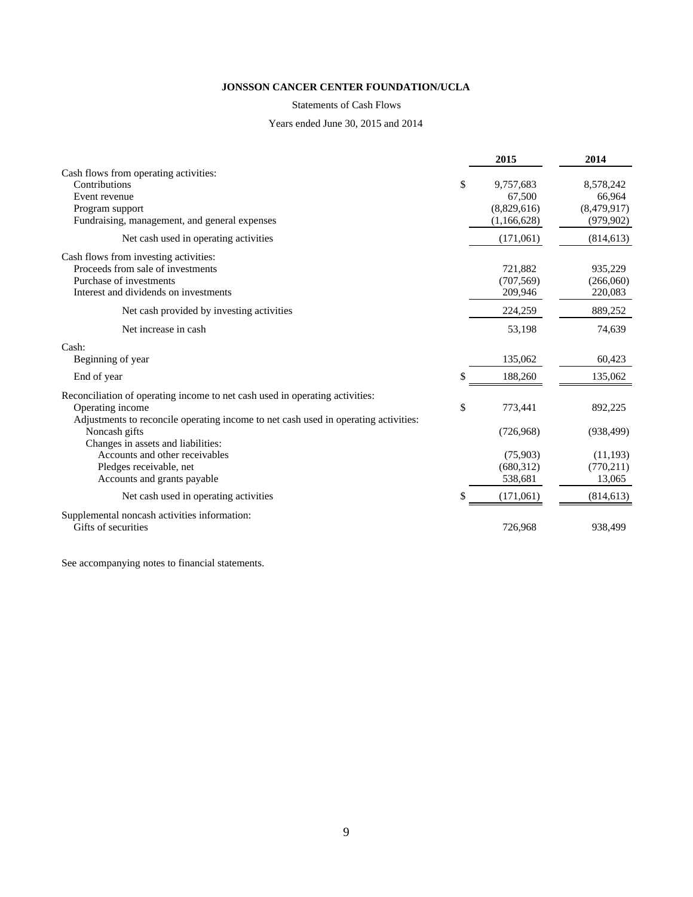**JONSSON CANCER CENTER FOUNDATION/UCLA**

Statements of Cash Flows

Years ended June 30, 2015 and 2014

| | 2015 | 2014 |
|---|---|---|
| Cash flows from operating activities: | | |
| Contributions | $ 9,757,683 | 8,578,242 |
| Event revenue | 67,500 | 66,964 |
| Program support | (8,829,616) | (8,479,917) |
| Fundraising, management, and general expenses | (1,166,628) | (979,902) |
| Net cash used in operating activities | (171,061) | (814,613) |
| Cash flows from investing activities: | | |
| Proceeds from sale of investments | 721,882 | 935,229 |
| Purchase of investments | (707,569) | (266,060) |
| Interest and dividends on investments | 209,946 | 220,083 |
| Net cash provided by investing activities | 224,259 | 889,252 |
| Net increase in cash | 53,198 | 74,639 |
| Cash: | | |
| Beginning of year | 135,062 | 60,423 |
| End of year | $ 188,260 | 135,062 |
| Reconciliation of operating income to net cash used in operating activities: | | |
| Operating income | $ 773,441 | 892,225 |
| Adjustments to reconcile operating income to net cash used in operating activities: | | |
| Noncash gifts | (726,968) | (938,499) |
| Changes in assets and liabilities: | | |
| Accounts and other receivables | (75,903) | (11,193) |
| Pledges receivable, net | (680,312) | (770,211) |
| Accounts and grants payable | 538,681 | 13,065 |
| Net cash used in operating activities | $ (171,061) | (814,613) |
| Supplemental noncash activities information: | | |
| Gifts of securities | 726,968 | 938,499 |

See accompanying notes to financial statements.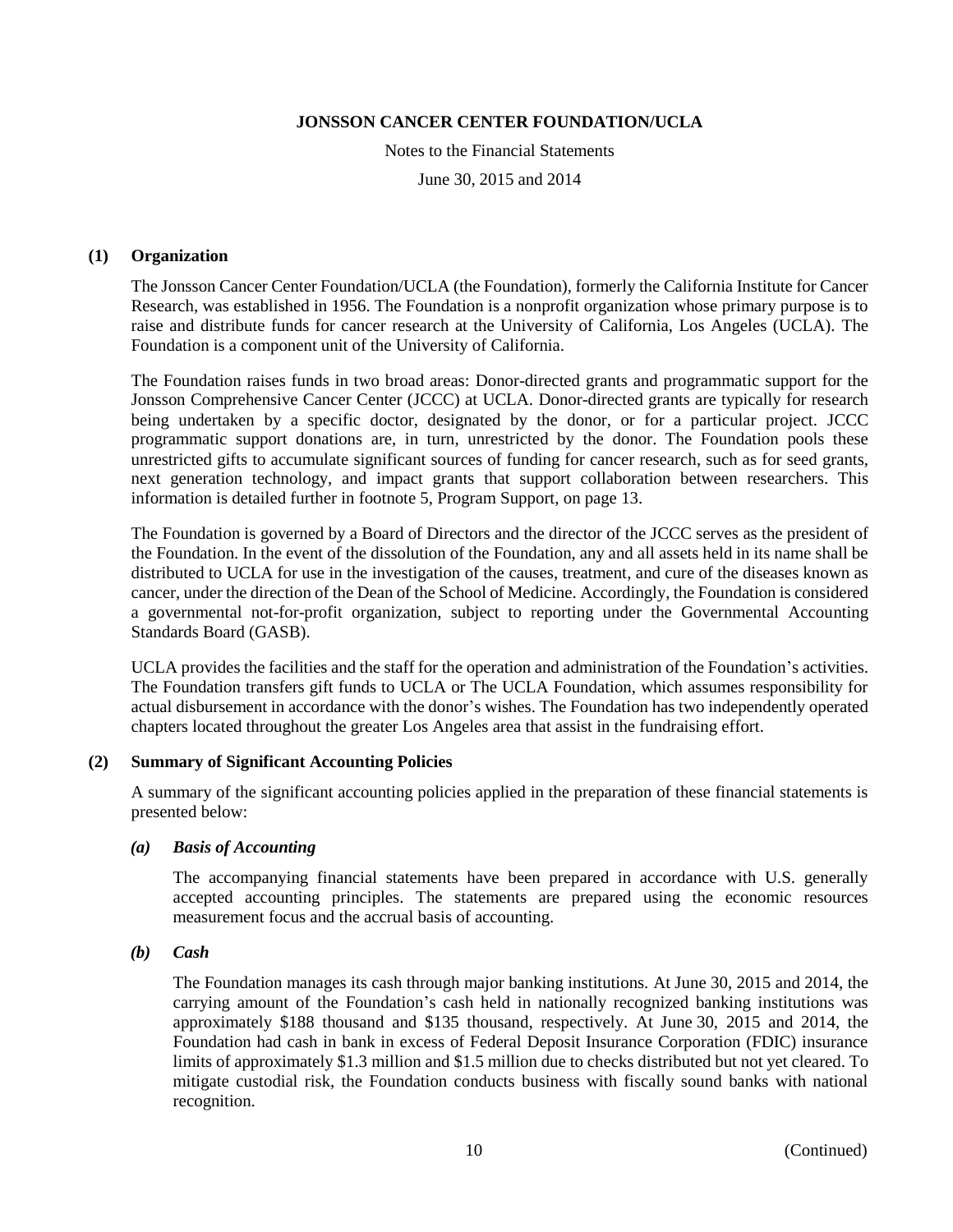# JONSSON CANCER CENTER FOUNDATION/UCLA

Notes to the Financial Statements

June 30, 2015 and 2014

## (1) Organization

The Jonsson Cancer Center Foundation/UCLA (the Foundation), formerly the California Institute for Cancer Research, was established in 1956. The Foundation is a nonprofit organization whose primary purpose is to raise and distribute funds for cancer research at the University of California, Los Angeles (UCLA). The Foundation is a component unit of the University of California.

The Foundation raises funds in two broad areas: Donor-directed grants and programmatic support for the Jonsson Comprehensive Cancer Center (JCCC) at UCLA. Donor-directed grants are typically for research being undertaken by a specific doctor, designated by the donor, or for a particular project. JCCC programmatic support donations are, in turn, unrestricted by the donor. The Foundation pools these unrestricted gifts to accumulate significant sources of funding for cancer research, such as for seed grants, next generation technology, and impact grants that support collaboration between researchers. This information is detailed further in footnote 5, Program Support, on page 13.

The Foundation is governed by a Board of Directors and the director of the JCCC serves as the president of the Foundation. In the event of the dissolution of the Foundation, any and all assets held in its name shall be distributed to UCLA for use in the investigation of the causes, treatment, and cure of the diseases known as cancer, under the direction of the Dean of the School of Medicine. Accordingly, the Foundation is considered a governmental not-for-profit organization, subject to reporting under the Governmental Accounting Standards Board (GASB).

UCLA provides the facilities and the staff for the operation and administration of the Foundation's activities. The Foundation transfers gift funds to UCLA or The UCLA Foundation, which assumes responsibility for actual disbursement in accordance with the donor's wishes. The Foundation has two independently operated chapters located throughout the greater Los Angeles area that assist in the fundraising effort.

## (2) Summary of Significant Accounting Policies

A summary of the significant accounting policies applied in the preparation of these financial statements is presented below:

### *(a) Basis of Accounting*

The accompanying financial statements have been prepared in accordance with U.S. generally accepted accounting principles. The statements are prepared using the economic resources measurement focus and the accrual basis of accounting.

### *(b) Cash*

The Foundation manages its cash through major banking institutions. At June 30, 2015 and 2014, the carrying amount of the Foundation's cash held in nationally recognized banking institutions was approximately \$188 thousand and \$135 thousand, respectively. At June 30, 2015 and 2014, the Foundation had cash in bank in excess of Federal Deposit Insurance Corporation (FDIC) insurance limits of approximately \$1.3 million and \$1.5 million due to checks distributed but not yet cleared. To mitigate custodial risk, the Foundation conducts business with fiscally sound banks with national recognition.

(Continued)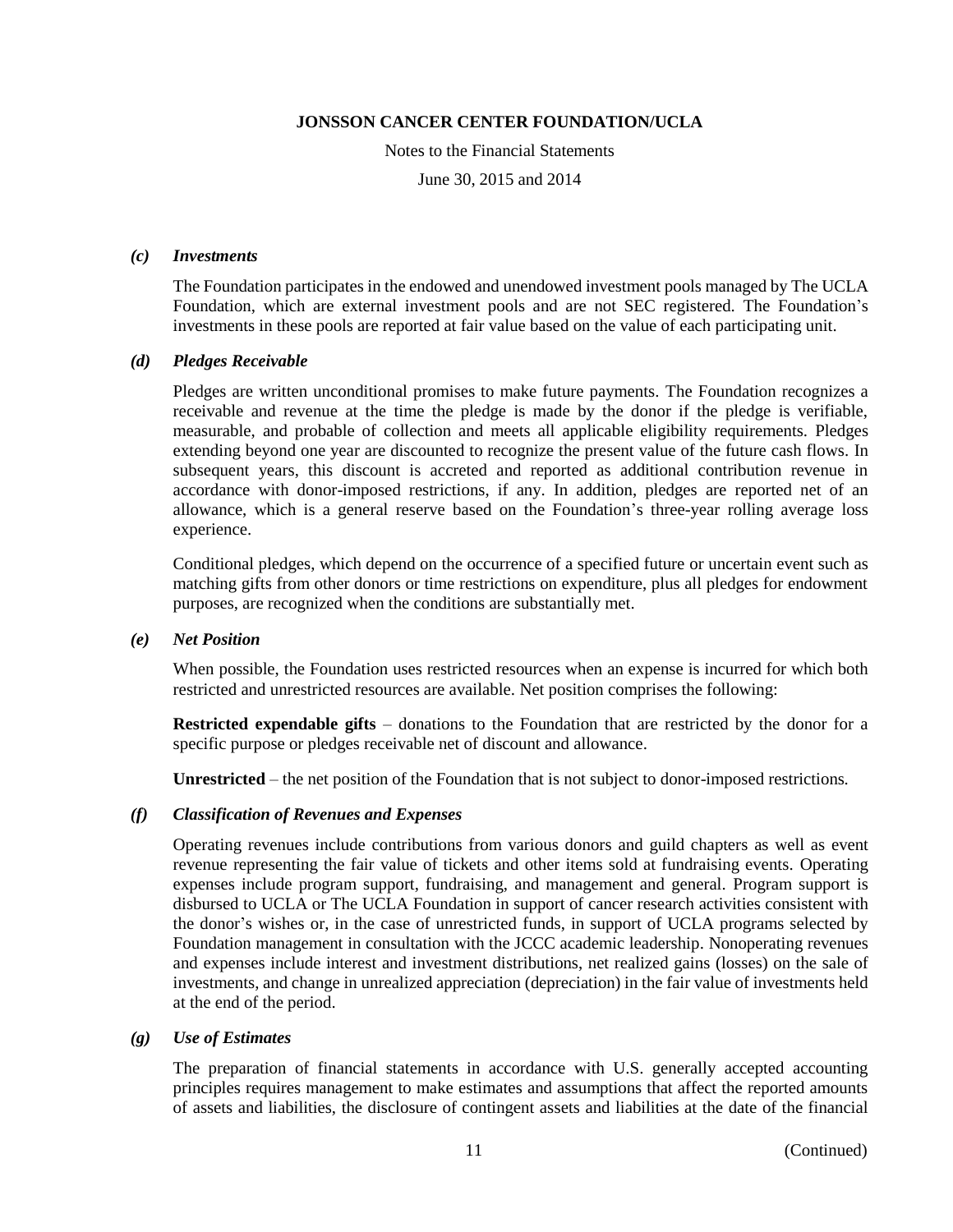### *(c) Investments*

The Foundation participates in the endowed and unendowed investment pools managed by The UCLA Foundation, which are external investment pools and are not SEC registered. The Foundation's investments in these pools are reported at fair value based on the value of each participating unit.

### *(d) Pledges Receivable*

Pledges are written unconditional promises to make future payments. The Foundation recognizes a receivable and revenue at the time the pledge is made by the donor if the pledge is verifiable, measurable, and probable of collection and meets all applicable eligibility requirements. Pledges extending beyond one year are discounted to recognize the present value of the future cash flows. In subsequent years, this discount is accreted and reported as additional contribution revenue in accordance with donor-imposed restrictions, if any. In addition, pledges are reported net of an allowance, which is a general reserve based on the Foundation's three-year rolling average loss experience.

Conditional pledges, which depend on the occurrence of a specified future or uncertain event such as matching gifts from other donors or time restrictions on expenditure, plus all pledges for endowment purposes, are recognized when the conditions are substantially met.

### *(e) Net Position*

When possible, the Foundation uses restricted resources when an expense is incurred for which both restricted and unrestricted resources are available. Net position comprises the following:

**Restricted expendable gifts** – donations to the Foundation that are restricted by the donor for a specific purpose or pledges receivable net of discount and allowance.

**Unrestricted** – the net position of the Foundation that is not subject to donor-imposed restrictions.

### *(f) Classification of Revenues and Expenses*

Operating revenues include contributions from various donors and guild chapters as well as event revenue representing the fair value of tickets and other items sold at fundraising events. Operating expenses include program support, fundraising, and management and general. Program support is disbursed to UCLA or The UCLA Foundation in support of cancer research activities consistent with the donor's wishes or, in the case of unrestricted funds, in support of UCLA programs selected by Foundation management in consultation with the JCCC academic leadership. Nonoperating revenues and expenses include interest and investment distributions, net realized gains (losses) on the sale of investments, and change in unrealized appreciation (depreciation) in the fair value of investments held at the end of the period.

### *(g) Use of Estimates*

The preparation of financial statements in accordance with U.S. generally accepted accounting principles requires management to make estimates and assumptions that affect the reported amounts of assets and liabilities, the disclosure of contingent assets and liabilities at the date of the financial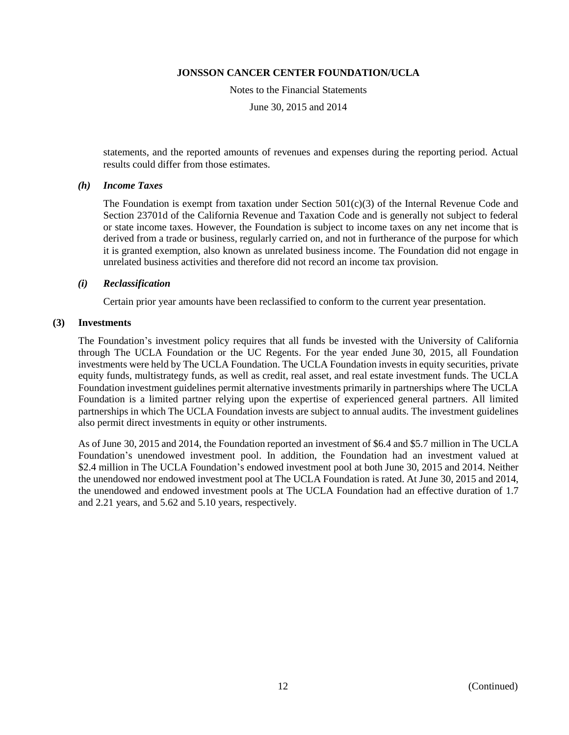statements, and the reported amounts of revenues and expenses during the reporting period. Actual results could differ from those estimates.

### *(h) Income Taxes*

The Foundation is exempt from taxation under Section 501(c)(3) of the Internal Revenue Code and Section 23701d of the California Revenue and Taxation Code and is generally not subject to federal or state income taxes. However, the Foundation is subject to income taxes on any net income that is derived from a trade or business, regularly carried on, and not in furtherance of the purpose for which it is granted exemption, also known as unrelated business income. The Foundation did not engage in unrelated business activities and therefore did not record an income tax provision.

### *(i) Reclassification*

Certain prior year amounts have been reclassified to conform to the current year presentation.

## (3) Investments

The Foundation's investment policy requires that all funds be invested with the University of California through The UCLA Foundation or the UC Regents. For the year ended June 30, 2015, all Foundation investments were held by The UCLA Foundation. The UCLA Foundation invests in equity securities, private equity funds, multistrategy funds, as well as credit, real asset, and real estate investment funds. The UCLA Foundation investment guidelines permit alternative investments primarily in partnerships where The UCLA Foundation is a limited partner relying upon the expertise of experienced general partners. All limited partnerships in which The UCLA Foundation invests are subject to annual audits. The investment guidelines also permit direct investments in equity or other instruments.

As of June 30, 2015 and 2014, the Foundation reported an investment of $6.4 and $5.7 million in The UCLA Foundation's unendowed investment pool. In addition, the Foundation had an investment valued at $2.4 million in The UCLA Foundation's endowed investment pool at both June 30, 2015 and 2014. Neither the unendowed nor endowed investment pool at The UCLA Foundation is rated. At June 30, 2015 and 2014, the unendowed and endowed investment pools at The UCLA Foundation had an effective duration of 1.7 and 2.21 years, and 5.62 and 5.10 years, respectively.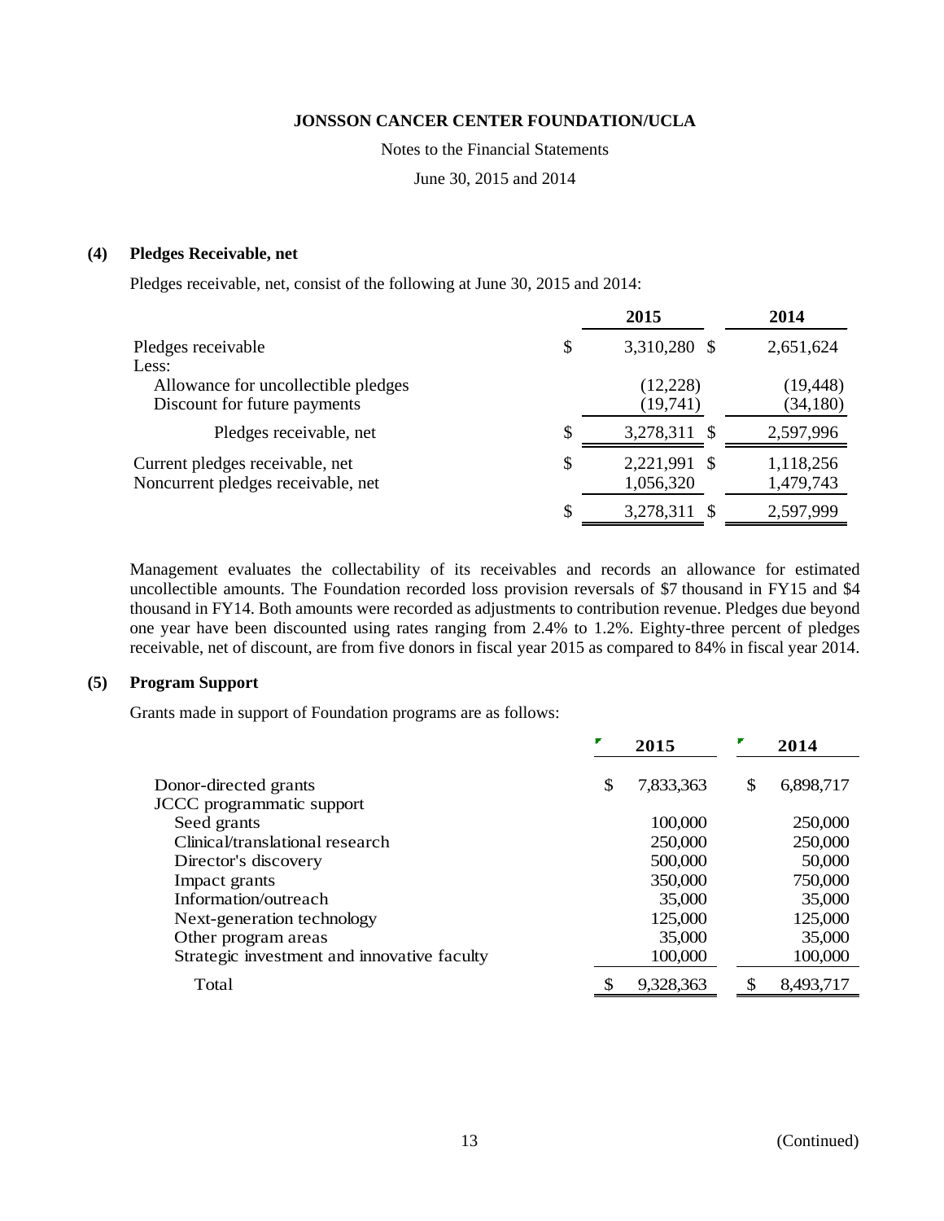### (4) Pledges Receivable, net

Pledges receivable, net, consist of the following at June 30, 2015 and 2014:

| | 2015 | 2014 |
|---|---|---|
| Pledges receivable | $ 3,310,280 | $ 2,651,624 |
| Less: | | |
| Allowance for uncollectible pledges | (12,228) | (19,448) |
| Discount for future payments | (19,741) | (34,180) |
| Pledges receivable, net | $ 3,278,311 | $ 2,597,996 |
| Current pledges receivable, net | $ 2,221,991 | $ 1,118,256 |
| Noncurrent pledges receivable, net | 1,056,320 | 1,479,743 |
| | $ 3,278,311 | $ 2,597,999 |

Management evaluates the collectability of its receivables and records an allowance for estimated uncollectible amounts. The Foundation recorded loss provision reversals of $7 thousand in FY15 and $4 thousand in FY14. Both amounts were recorded as adjustments to contribution revenue. Pledges due beyond one year have been discounted using rates ranging from 2.4% to 1.2%. Eighty-three percent of pledges receivable, net of discount, are from five donors in fiscal year 2015 as compared to 84% in fiscal year 2014.

### (5) Program Support

Grants made in support of Foundation programs are as follows:

| | 2015 | 2014 |
|---|---|---|
| Donor-directed grants | $ 7,833,363 | $ 6,898,717 |
| JCCC programmatic support | | |
| Seed grants | 100,000 | 250,000 |
| Clinical/translational research | 250,000 | 250,000 |
| Director's discovery | 500,000 | 50,000 |
| Impact grants | 350,000 | 750,000 |
| Information/outreach | 35,000 | 35,000 |
| Next-generation technology | 125,000 | 125,000 |
| Other program areas | 35,000 | 35,000 |
| Strategic investment and innovative faculty | 100,000 | 100,000 |
| Total | $ 9,328,363 | $ 8,493,717 |

(Continued)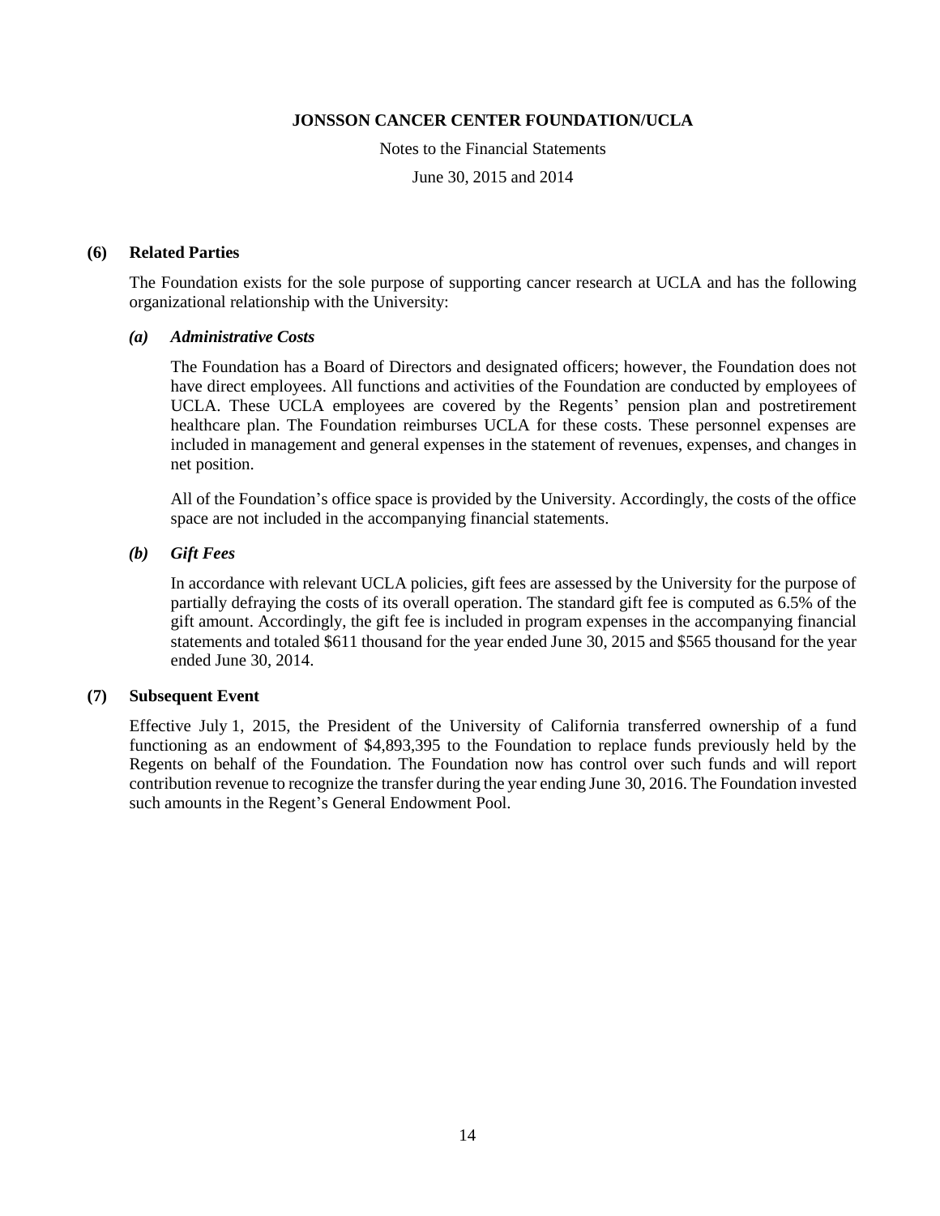## (6) Related Parties

The Foundation exists for the sole purpose of supporting cancer research at UCLA and has the following organizational relationship with the University:

### *(a) Administrative Costs*

The Foundation has a Board of Directors and designated officers; however, the Foundation does not have direct employees. All functions and activities of the Foundation are conducted by employees of UCLA. These UCLA employees are covered by the Regents' pension plan and postretirement healthcare plan. The Foundation reimburses UCLA for these costs. These personnel expenses are included in management and general expenses in the statement of revenues, expenses, and changes in net position.

All of the Foundation's office space is provided by the University. Accordingly, the costs of the office space are not included in the accompanying financial statements.

### *(b) Gift Fees*

In accordance with relevant UCLA policies, gift fees are assessed by the University for the purpose of partially defraying the costs of its overall operation. The standard gift fee is computed as 6.5% of the gift amount. Accordingly, the gift fee is included in program expenses in the accompanying financial statements and totaled $611 thousand for the year ended June 30, 2015 and $565 thousand for the year ended June 30, 2014.

## (7) Subsequent Event

Effective July 1, 2015, the President of the University of California transferred ownership of a fund functioning as an endowment of $4,893,395 to the Foundation to replace funds previously held by the Regents on behalf of the Foundation. The Foundation now has control over such funds and will report contribution revenue to recognize the transfer during the year ending June 30, 2016. The Foundation invested such amounts in the Regent's General Endowment Pool.